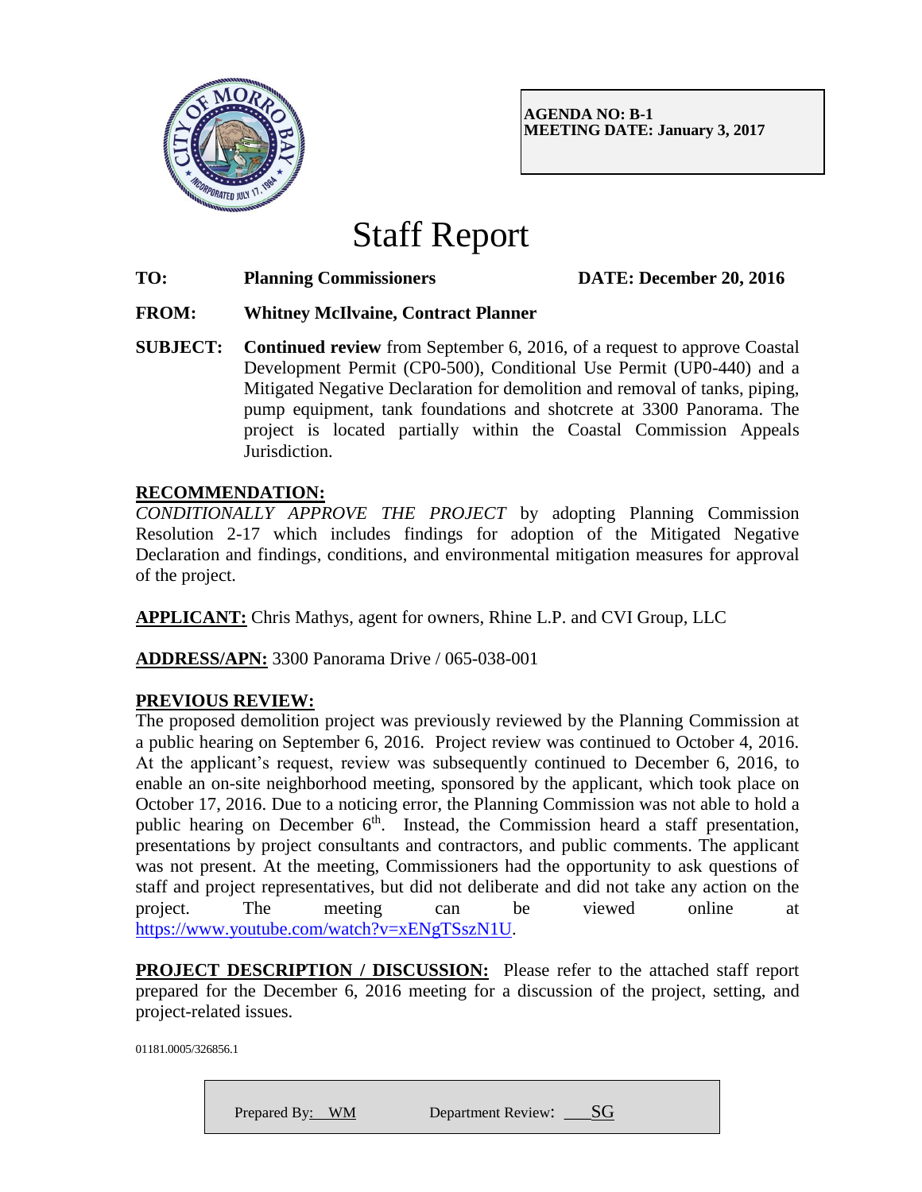**AGENDA NO: B-1**
**MEETING DATE: January 3, 2017**

# Staff Report

**TO:** **Planning Commissioners** **DATE: December 20, 2016**

**FROM:** **Whitney McIlvaine, Contract Planner**

**SUBJECT:** **Continued review** from September 6, 2016, of a request to approve Coastal Development Permit (CP0-500), Conditional Use Permit (UP0-440) and a Mitigated Negative Declaration for demolition and removal of tanks, piping, pump equipment, tank foundations and shotcrete at 3300 Panorama. The project is located partially within the Coastal Commission Appeals Jurisdiction.

**RECOMMENDATION:**

*CONDITIONALLY APPROVE THE PROJECT* by adopting Planning Commission Resolution 2-17 which includes findings for adoption of the Mitigated Negative Declaration and findings, conditions, and environmental mitigation measures for approval of the project.

**APPLICANT:** Chris Mathys, agent for owners, Rhine L.P. and CVI Group, LLC

**ADDRESS/APN:** 3300 Panorama Drive / 065-038-001

**PREVIOUS REVIEW:**

The proposed demolition project was previously reviewed by the Planning Commission at a public hearing on September 6, 2016. Project review was continued to October 4, 2016. At the applicant's request, review was subsequently continued to December 6, 2016, to enable an on-site neighborhood meeting, sponsored by the applicant, which took place on October 17, 2016. Due to a noticing error, the Planning Commission was not able to hold a public hearing on December 6th. Instead, the Commission heard a staff presentation, presentations by project consultants and contractors, and public comments. The applicant was not present. At the meeting, Commissioners had the opportunity to ask questions of staff and project representatives, but did not deliberate and did not take any action on the project. The meeting can be viewed online at https://www.youtube.com/watch?v=xENgTSszN1U.

**PROJECT DESCRIPTION / DISCUSSION:** Please refer to the attached staff report prepared for the December 6, 2016 meeting for a discussion of the project, setting, and project-related issues.

01181.0005/326856.1

Prepared By: WM Department Review: SG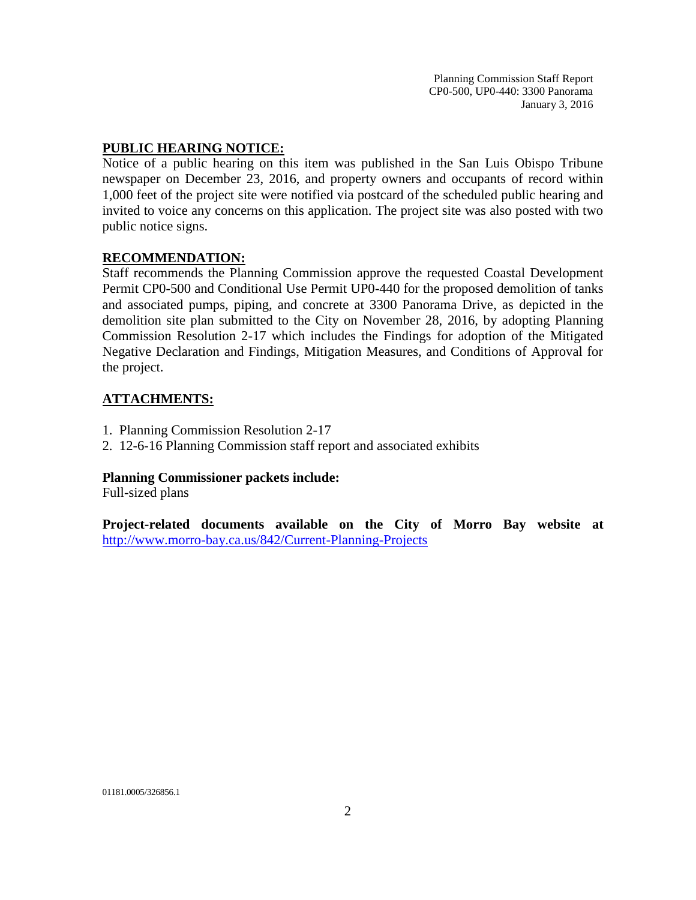**PUBLIC HEARING NOTICE:**

Notice of a public hearing on this item was published in the San Luis Obispo Tribune newspaper on December 23, 2016, and property owners and occupants of record within 1,000 feet of the project site were notified via postcard of the scheduled public hearing and invited to voice any concerns on this application. The project site was also posted with two public notice signs.

**RECOMMENDATION:**

Staff recommends the Planning Commission approve the requested Coastal Development Permit CP0-500 and Conditional Use Permit UP0-440 for the proposed demolition of tanks and associated pumps, piping, and concrete at 3300 Panorama Drive, as depicted in the demolition site plan submitted to the City on November 28, 2016, by adopting Planning Commission Resolution 2-17 which includes the Findings for adoption of the Mitigated Negative Declaration and Findings, Mitigation Measures, and Conditions of Approval for the project.

**ATTACHMENTS:**

1. Planning Commission Resolution 2-17
2. 12-6-16 Planning Commission staff report and associated exhibits

**Planning Commissioner packets include:**
Full-sized plans

**Project-related documents available on the City of Morro Bay website at** http://www.morro-bay.ca.us/842/Current-Planning-Projects

01181.0005/326856.1